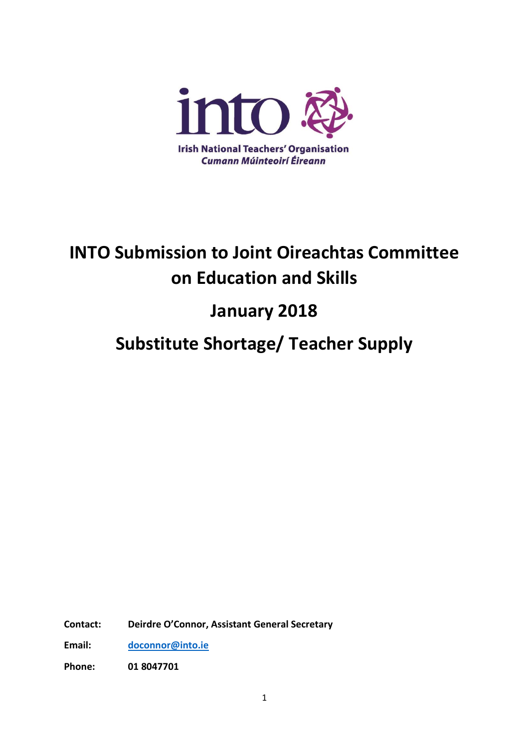into

Irish National Teachers' Organisation

*Cumann Múinteoirí Éireann*

# INTO Submission to Joint Oireachtas Committee on Education and Skills

## January 2018

## Substitute Shortage/ Teacher Supply

**Contact:** **Deirdre O'Connor, Assistant General Secretary**

**Email:** **doconnor@into.ie**

**Phone:** **01 8047701**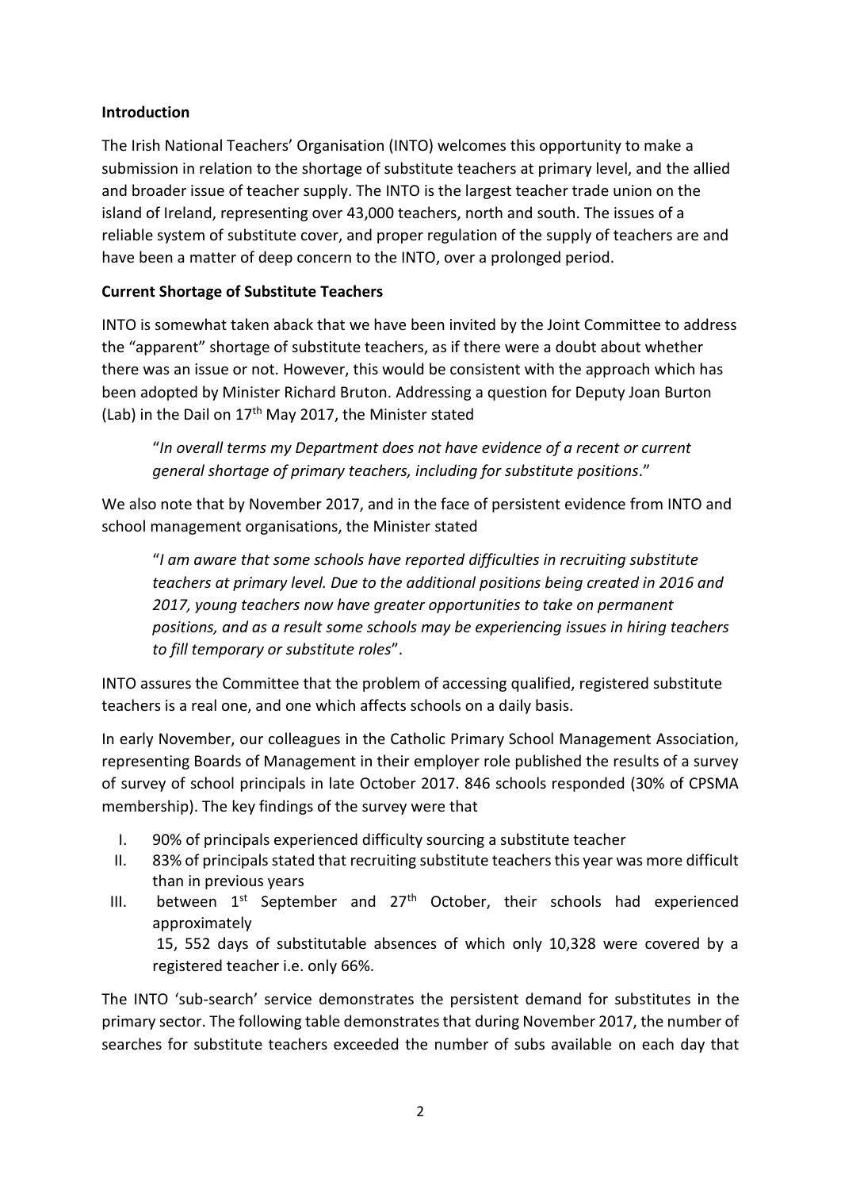**Introduction**

The Irish National Teachers' Organisation (INTO) welcomes this opportunity to make a submission in relation to the shortage of substitute teachers at primary level, and the allied and broader issue of teacher supply. The INTO is the largest teacher trade union on the island of Ireland, representing over 43,000 teachers, north and south. The issues of a reliable system of substitute cover, and proper regulation of the supply of teachers are and have been a matter of deep concern to the INTO, over a prolonged period.

**Current Shortage of Substitute Teachers**

INTO is somewhat taken aback that we have been invited by the Joint Committee to address the "apparent" shortage of substitute teachers, as if there were a doubt about whether there was an issue or not. However, this would be consistent with the approach which has been adopted by Minister Richard Bruton. Addressing a question for Deputy Joan Burton (Lab) in the Dail on 17th May 2017, the Minister stated

> "*In overall terms my Department does not have evidence of a recent or current general shortage of primary teachers, including for substitute positions*."

We also note that by November 2017, and in the face of persistent evidence from INTO and school management organisations, the Minister stated

> "*I am aware that some schools have reported difficulties in recruiting substitute teachers at primary level. Due to the additional positions being created in 2016 and 2017, young teachers now have greater opportunities to take on permanent positions, and as a result some schools may be experiencing issues in hiring teachers to fill temporary or substitute roles*".

INTO assures the Committee that the problem of accessing qualified, registered substitute teachers is a real one, and one which affects schools on a daily basis.

In early November, our colleagues in the Catholic Primary School Management Association, representing Boards of Management in their employer role published the results of a survey of survey of school principals in late October 2017. 846 schools responded (30% of CPSMA membership). The key findings of the survey were that

I. 90% of principals experienced difficulty sourcing a substitute teacher
II. 83% of principals stated that recruiting substitute teachers this year was more difficult than in previous years
III. between 1st September and 27th October, their schools had experienced approximately 15, 552 days of substitutable absences of which only 10,328 were covered by a registered teacher i.e. only 66%.

The INTO 'sub-search' service demonstrates the persistent demand for substitutes in the primary sector. The following table demonstrates that during November 2017, the number of searches for substitute teachers exceeded the number of subs available on each day that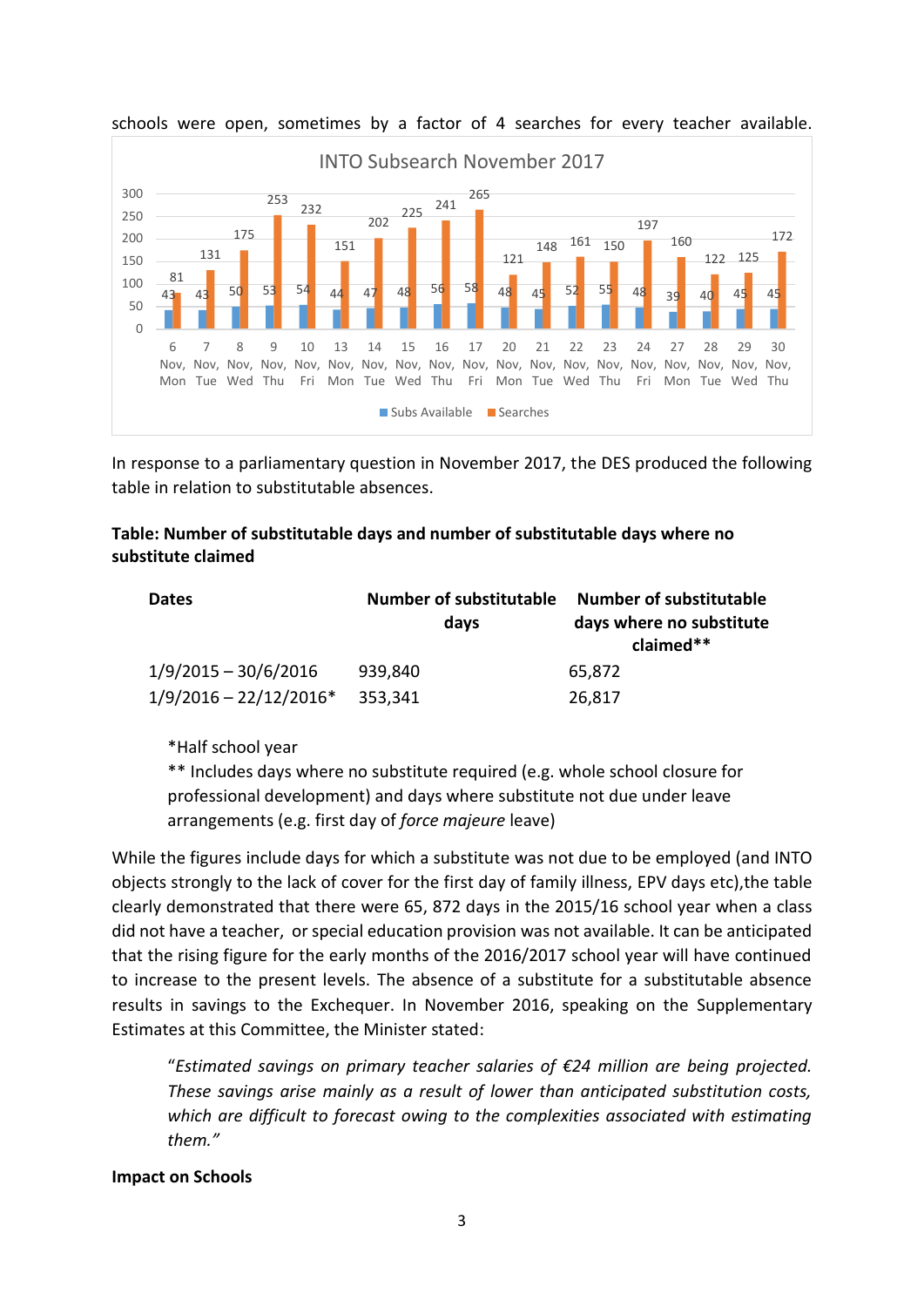schools were open, sometimes by a factor of 4 searches for every teacher available.

**INTO Subsearch November 2017**

| Date | Subs Available | Searches |
|---|---|---|
| 6 Nov, Mon | 43 | 81 |
| 7 Nov, Tue | 43 | 131 |
| 8 Nov, Wed | 50 | 175 |
| 9 Nov, Thu | 53 | 253 |
| 10 Nov, Fri | 54 | 232 |
| 13 Nov, Mon | 44 | 151 |
| 14 Nov, Tue | 47 | 202 |
| 15 Nov, Wed | 48 | 225 |
| 16 Nov, Thu | 56 | 241 |
| 17 Nov, Fri | 58 | 265 |
| 20 Nov, Mon | 48 | 121 |
| 21 Nov, Tue | 45 | 148 |
| 22 Nov, Wed | 52 | 161 |
| 23 Nov, Thu | 55 | 150 |
| 24 Nov, Fri | 48 | 197 |
| 27 Nov, Mon | 39 | 160 |
| 28 Nov, Tue | 40 | 122 |
| 29 Nov, Wed | 45 | 125 |
| 30 Nov, Thu | 45 | 172 |

In response to a parliamentary question in November 2017, the DES produced the following table in relation to substitutable absences.

**Table: Number of substitutable days and number of substitutable days where no substitute claimed**

| Dates | Number of substitutable days | Number of substitutable days where no substitute claimed** |
|---|---|---|
| 1/9/2015 – 30/6/2016 | 939,840 | 65,872 |
| 1/9/2016 – 22/12/2016* | 353,341 | 26,817 |

*Half school year
** Includes days where no substitute required (e.g. whole school closure for professional development) and days where substitute not due under leave arrangements (e.g. first day of *force majeure* leave)

While the figures include days for which a substitute was not due to be employed (and INTO objects strongly to the lack of cover for the first day of family illness, EPV days etc),the table clearly demonstrated that there were 65, 872 days in the 2015/16 school year when a class did not have a teacher, or special education provision was not available. It can be anticipated that the rising figure for the early months of the 2016/2017 school year will have continued to increase to the present levels. The absence of a substitute for a substitutable absence results in savings to the Exchequer. In November 2016, speaking on the Supplementary Estimates at this Committee, the Minister stated:

> "*Estimated savings on primary teacher salaries of €24 million are being projected. These savings arise mainly as a result of lower than anticipated substitution costs, which are difficult to forecast owing to the complexities associated with estimating them.*"

**Impact on Schools**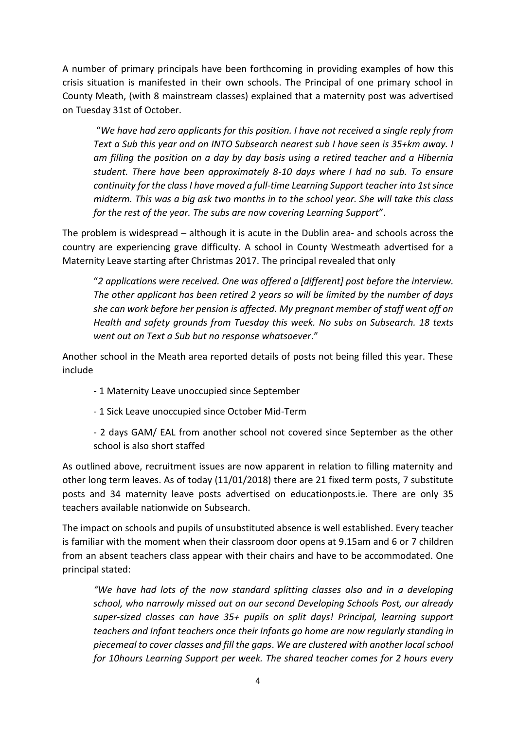A number of primary principals have been forthcoming in providing examples of how this crisis situation is manifested in their own schools. The Principal of one primary school in County Meath, (with 8 mainstream classes) explained that a maternity post was advertised on Tuesday 31st of October.

> "*We have had zero applicants for this position. I have not received a single reply from Text a Sub this year and on INTO Subsearch nearest sub I have seen is 35+km away. I am filling the position on a day by day basis using a retired teacher and a Hibernia student. There have been approximately 8-10 days where I had no sub. To ensure continuity for the class I have moved a full-time Learning Support teacher into 1st since midterm. This was a big ask two months in to the school year. She will take this class for the rest of the year. The subs are now covering Learning Support*".

The problem is widespread – although it is acute in the Dublin area- and schools across the country are experiencing grave difficulty. A school in County Westmeath advertised for a Maternity Leave starting after Christmas 2017. The principal revealed that only

> "*2 applications were received. One was offered a [different] post before the interview. The other applicant has been retired 2 years so will be limited by the number of days she can work before her pension is affected. My pregnant member of staff went off on Health and safety grounds from Tuesday this week. No subs on Subsearch. 18 texts went out on Text a Sub but no response whatsoever*."

Another school in the Meath area reported details of posts not being filled this year. These include

- 1 Maternity Leave unoccupied since September
- 1 Sick Leave unoccupied since October Mid-Term
- 2 days GAM/ EAL from another school not covered since September as the other school is also short staffed

As outlined above, recruitment issues are now apparent in relation to filling maternity and other long term leaves. As of today (11/01/2018) there are 21 fixed term posts, 7 substitute posts and 34 maternity leave posts advertised on educationposts.ie. There are only 35 teachers available nationwide on Subsearch.

The impact on schools and pupils of unsubstituted absence is well established. Every teacher is familiar with the moment when their classroom door opens at 9.15am and 6 or 7 children from an absent teachers class appear with their chairs and have to be accommodated. One principal stated:

> *"We have had lots of the now standard splitting classes also and in a developing school, who narrowly missed out on our second Developing Schools Post, our already super-sized classes can have 35+ pupils on split days! Principal, learning support teachers and Infant teachers once their Infants go home are now regularly standing in piecemeal to cover classes and fill the gaps. We are clustered with another local school for 10hours Learning Support per week. The shared teacher comes for 2 hours every*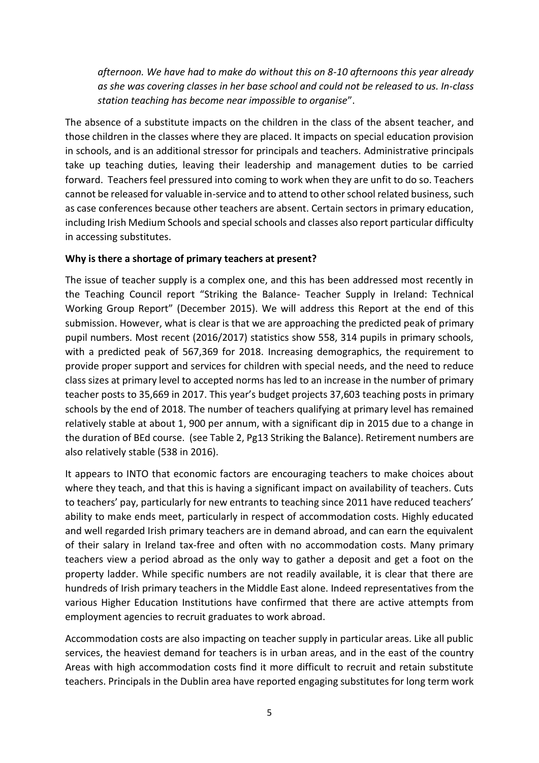*afternoon. We have had to make do without this on 8-10 afternoons this year already as she was covering classes in her base school and could not be released to us. In-class station teaching has become near impossible to organise*".

The absence of a substitute impacts on the children in the class of the absent teacher, and those children in the classes where they are placed. It impacts on special education provision in schools, and is an additional stressor for principals and teachers. Administrative principals take up teaching duties, leaving their leadership and management duties to be carried forward. Teachers feel pressured into coming to work when they are unfit to do so. Teachers cannot be released for valuable in-service and to attend to other school related business, such as case conferences because other teachers are absent. Certain sectors in primary education, including Irish Medium Schools and special schools and classes also report particular difficulty in accessing substitutes.

**Why is there a shortage of primary teachers at present?**

The issue of teacher supply is a complex one, and this has been addressed most recently in the Teaching Council report "Striking the Balance- Teacher Supply in Ireland: Technical Working Group Report" (December 2015). We will address this Report at the end of this submission. However, what is clear is that we are approaching the predicted peak of primary pupil numbers. Most recent (2016/2017) statistics show 558, 314 pupils in primary schools, with a predicted peak of 567,369 for 2018. Increasing demographics, the requirement to provide proper support and services for children with special needs, and the need to reduce class sizes at primary level to accepted norms has led to an increase in the number of primary teacher posts to 35,669 in 2017. This year's budget projects 37,603 teaching posts in primary schools by the end of 2018. The number of teachers qualifying at primary level has remained relatively stable at about 1, 900 per annum, with a significant dip in 2015 due to a change in the duration of BEd course. (see Table 2, Pg13 Striking the Balance). Retirement numbers are also relatively stable (538 in 2016).

It appears to INTO that economic factors are encouraging teachers to make choices about where they teach, and that this is having a significant impact on availability of teachers. Cuts to teachers' pay, particularly for new entrants to teaching since 2011 have reduced teachers' ability to make ends meet, particularly in respect of accommodation costs. Highly educated and well regarded Irish primary teachers are in demand abroad, and can earn the equivalent of their salary in Ireland tax-free and often with no accommodation costs. Many primary teachers view a period abroad as the only way to gather a deposit and get a foot on the property ladder. While specific numbers are not readily available, it is clear that there are hundreds of Irish primary teachers in the Middle East alone. Indeed representatives from the various Higher Education Institutions have confirmed that there are active attempts from employment agencies to recruit graduates to work abroad.

Accommodation costs are also impacting on teacher supply in particular areas. Like all public services, the heaviest demand for teachers is in urban areas, and in the east of the country Areas with high accommodation costs find it more difficult to recruit and retain substitute teachers. Principals in the Dublin area have reported engaging substitutes for long term work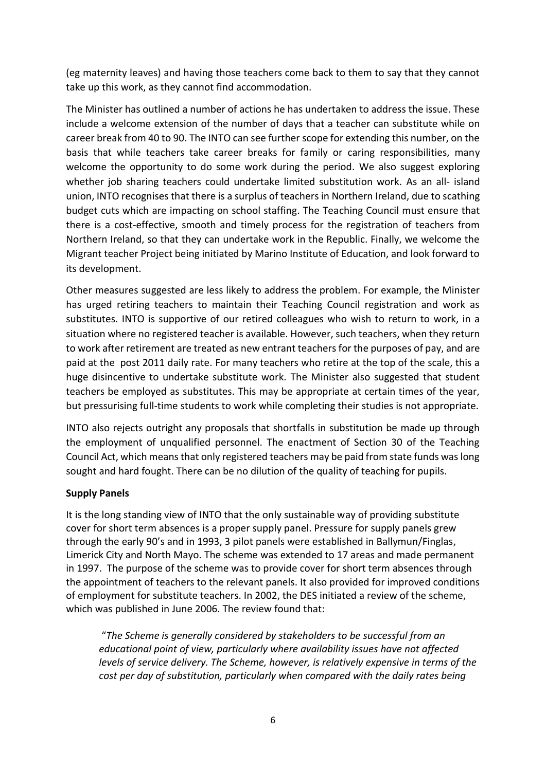(eg maternity leaves) and having those teachers come back to them to say that they cannot take up this work, as they cannot find accommodation.

The Minister has outlined a number of actions he has undertaken to address the issue. These include a welcome extension of the number of days that a teacher can substitute while on career break from 40 to 90. The INTO can see further scope for extending this number, on the basis that while teachers take career breaks for family or caring responsibilities, many welcome the opportunity to do some work during the period. We also suggest exploring whether job sharing teachers could undertake limited substitution work. As an all- island union, INTO recognises that there is a surplus of teachers in Northern Ireland, due to scathing budget cuts which are impacting on school staffing. The Teaching Council must ensure that there is a cost-effective, smooth and timely process for the registration of teachers from Northern Ireland, so that they can undertake work in the Republic. Finally, we welcome the Migrant teacher Project being initiated by Marino Institute of Education, and look forward to its development.

Other measures suggested are less likely to address the problem. For example, the Minister has urged retiring teachers to maintain their Teaching Council registration and work as substitutes. INTO is supportive of our retired colleagues who wish to return to work, in a situation where no registered teacher is available. However, such teachers, when they return to work after retirement are treated as new entrant teachers for the purposes of pay, and are paid at the post 2011 daily rate. For many teachers who retire at the top of the scale, this a huge disincentive to undertake substitute work. The Minister also suggested that student teachers be employed as substitutes. This may be appropriate at certain times of the year, but pressurising full-time students to work while completing their studies is not appropriate.

INTO also rejects outright any proposals that shortfalls in substitution be made up through the employment of unqualified personnel. The enactment of Section 30 of the Teaching Council Act, which means that only registered teachers may be paid from state funds was long sought and hard fought. There can be no dilution of the quality of teaching for pupils.

**Supply Panels**

It is the long standing view of INTO that the only sustainable way of providing substitute cover for short term absences is a proper supply panel. Pressure for supply panels grew through the early 90's and in 1993, 3 pilot panels were established in Ballymun/Finglas, Limerick City and North Mayo. The scheme was extended to 17 areas and made permanent in 1997. The purpose of the scheme was to provide cover for short term absences through the appointment of teachers to the relevant panels. It also provided for improved conditions of employment for substitute teachers. In 2002, the DES initiated a review of the scheme, which was published in June 2006. The review found that:

> "*The Scheme is generally considered by stakeholders to be successful from an educational point of view, particularly where availability issues have not affected levels of service delivery. The Scheme, however, is relatively expensive in terms of the cost per day of substitution, particularly when compared with the daily rates being*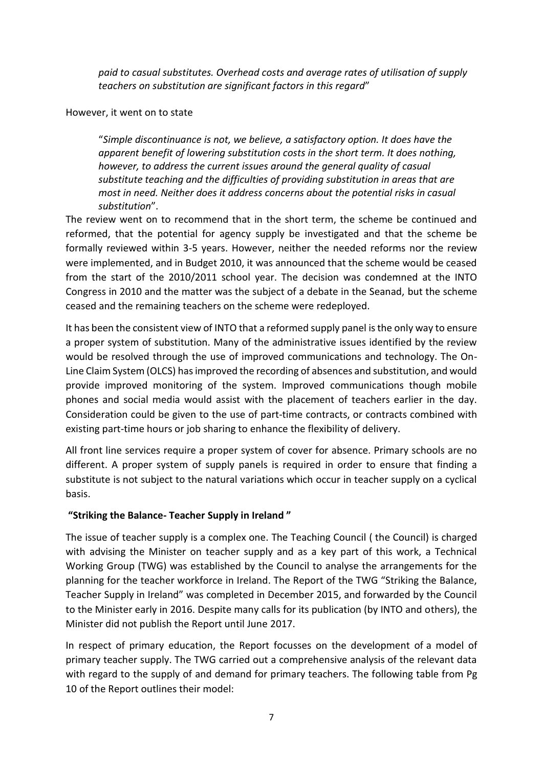*paid to casual substitutes. Overhead costs and average rates of utilisation of supply teachers on substitution are significant factors in this regard*"

However, it went on to state

> "*Simple discontinuance is not, we believe, a satisfactory option. It does have the apparent benefit of lowering substitution costs in the short term. It does nothing, however, to address the current issues around the general quality of casual substitute teaching and the difficulties of providing substitution in areas that are most in need. Neither does it address concerns about the potential risks in casual substitution*".

The review went on to recommend that in the short term, the scheme be continued and reformed, that the potential for agency supply be investigated and that the scheme be formally reviewed within 3-5 years. However, neither the needed reforms nor the review were implemented, and in Budget 2010, it was announced that the scheme would be ceased from the start of the 2010/2011 school year. The decision was condemned at the INTO Congress in 2010 and the matter was the subject of a debate in the Seanad, but the scheme ceased and the remaining teachers on the scheme were redeployed.

It has been the consistent view of INTO that a reformed supply panel is the only way to ensure a proper system of substitution. Many of the administrative issues identified by the review would be resolved through the use of improved communications and technology. The On-Line Claim System (OLCS) has improved the recording of absences and substitution, and would provide improved monitoring of the system. Improved communications though mobile phones and social media would assist with the placement of teachers earlier in the day. Consideration could be given to the use of part-time contracts, or contracts combined with existing part-time hours or job sharing to enhance the flexibility of delivery.

All front line services require a proper system of cover for absence. Primary schools are no different. A proper system of supply panels is required in order to ensure that finding a substitute is not subject to the natural variations which occur in teacher supply on a cyclical basis.

**"Striking the Balance- Teacher Supply in Ireland "**

The issue of teacher supply is a complex one. The Teaching Council ( the Council) is charged with advising the Minister on teacher supply and as a key part of this work, a Technical Working Group (TWG) was established by the Council to analyse the arrangements for the planning for the teacher workforce in Ireland. The Report of the TWG "Striking the Balance, Teacher Supply in Ireland" was completed in December 2015, and forwarded by the Council to the Minister early in 2016. Despite many calls for its publication (by INTO and others), the Minister did not publish the Report until June 2017.

In respect of primary education, the Report focusses on the development of a model of primary teacher supply. The TWG carried out a comprehensive analysis of the relevant data with regard to the supply of and demand for primary teachers. The following table from Pg 10 of the Report outlines their model: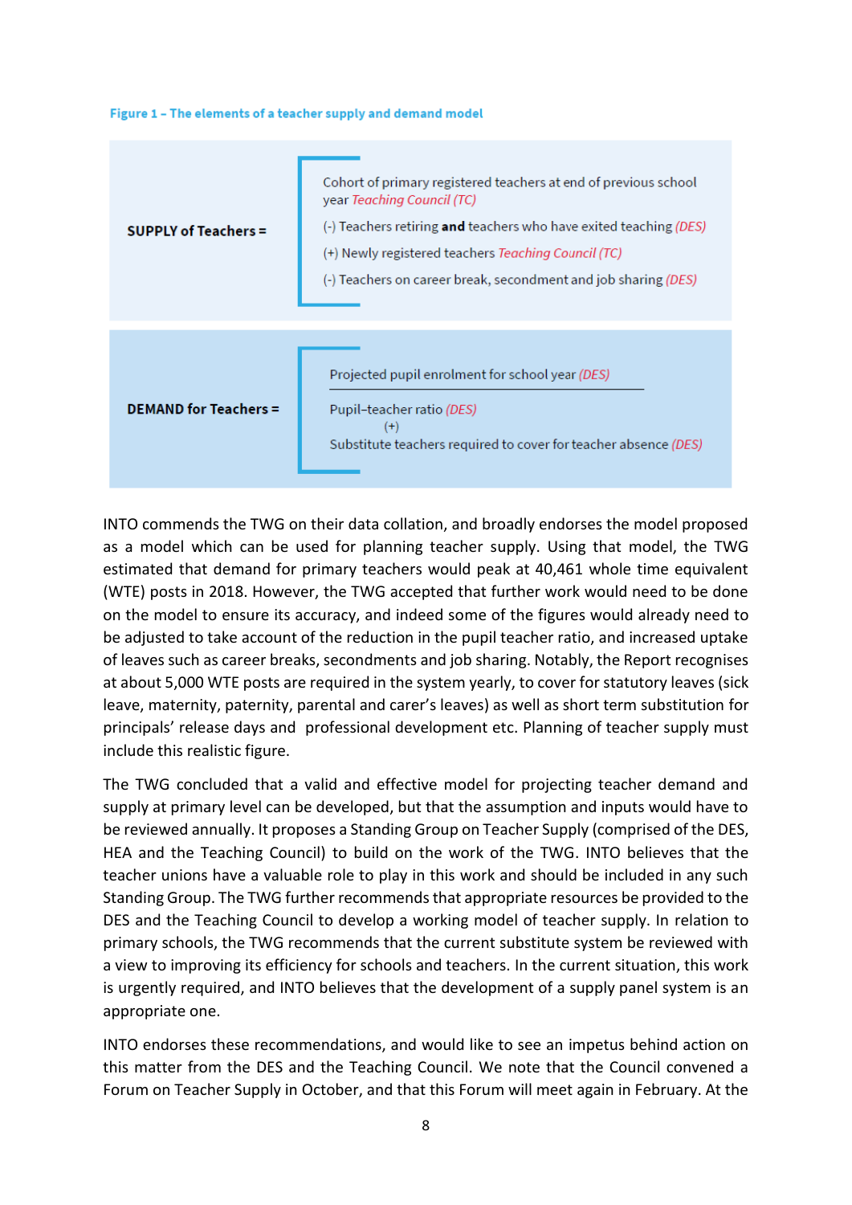**Figure 1 – The elements of a teacher supply and demand model**

| | |
|---|---|
| **SUPPLY of Teachers =** | Cohort of primary registered teachers at end of previous school year *Teaching Council (TC)*<br>(-) Teachers retiring **and** teachers who have exited teaching *(DES)*<br>(+) Newly registered teachers *Teaching Council (TC)*<br>(-) Teachers on career break, secondment and job sharing *(DES)* |
| **DEMAND for Teachers =** | Projected pupil enrolment for school year *(DES)* / Pupil–teacher ratio *(DES)*<br>(+)<br>Substitute teachers required to cover for teacher absence *(DES)* |

INTO commends the TWG on their data collation, and broadly endorses the model proposed as a model which can be used for planning teacher supply. Using that model, the TWG estimated that demand for primary teachers would peak at 40,461 whole time equivalent (WTE) posts in 2018. However, the TWG accepted that further work would need to be done on the model to ensure its accuracy, and indeed some of the figures would already need to be adjusted to take account of the reduction in the pupil teacher ratio, and increased uptake of leaves such as career breaks, secondments and job sharing. Notably, the Report recognises at about 5,000 WTE posts are required in the system yearly, to cover for statutory leaves (sick leave, maternity, paternity, parental and carer's leaves) as well as short term substitution for principals' release days and professional development etc. Planning of teacher supply must include this realistic figure.

The TWG concluded that a valid and effective model for projecting teacher demand and supply at primary level can be developed, but that the assumption and inputs would have to be reviewed annually. It proposes a Standing Group on Teacher Supply (comprised of the DES, HEA and the Teaching Council) to build on the work of the TWG. INTO believes that the teacher unions have a valuable role to play in this work and should be included in any such Standing Group. The TWG further recommends that appropriate resources be provided to the DES and the Teaching Council to develop a working model of teacher supply. In relation to primary schools, the TWG recommends that the current substitute system be reviewed with a view to improving its efficiency for schools and teachers. In the current situation, this work is urgently required, and INTO believes that the development of a supply panel system is an appropriate one.

INTO endorses these recommendations, and would like to see an impetus behind action on this matter from the DES and the Teaching Council. We note that the Council convened a Forum on Teacher Supply in October, and that this Forum will meet again in February. At the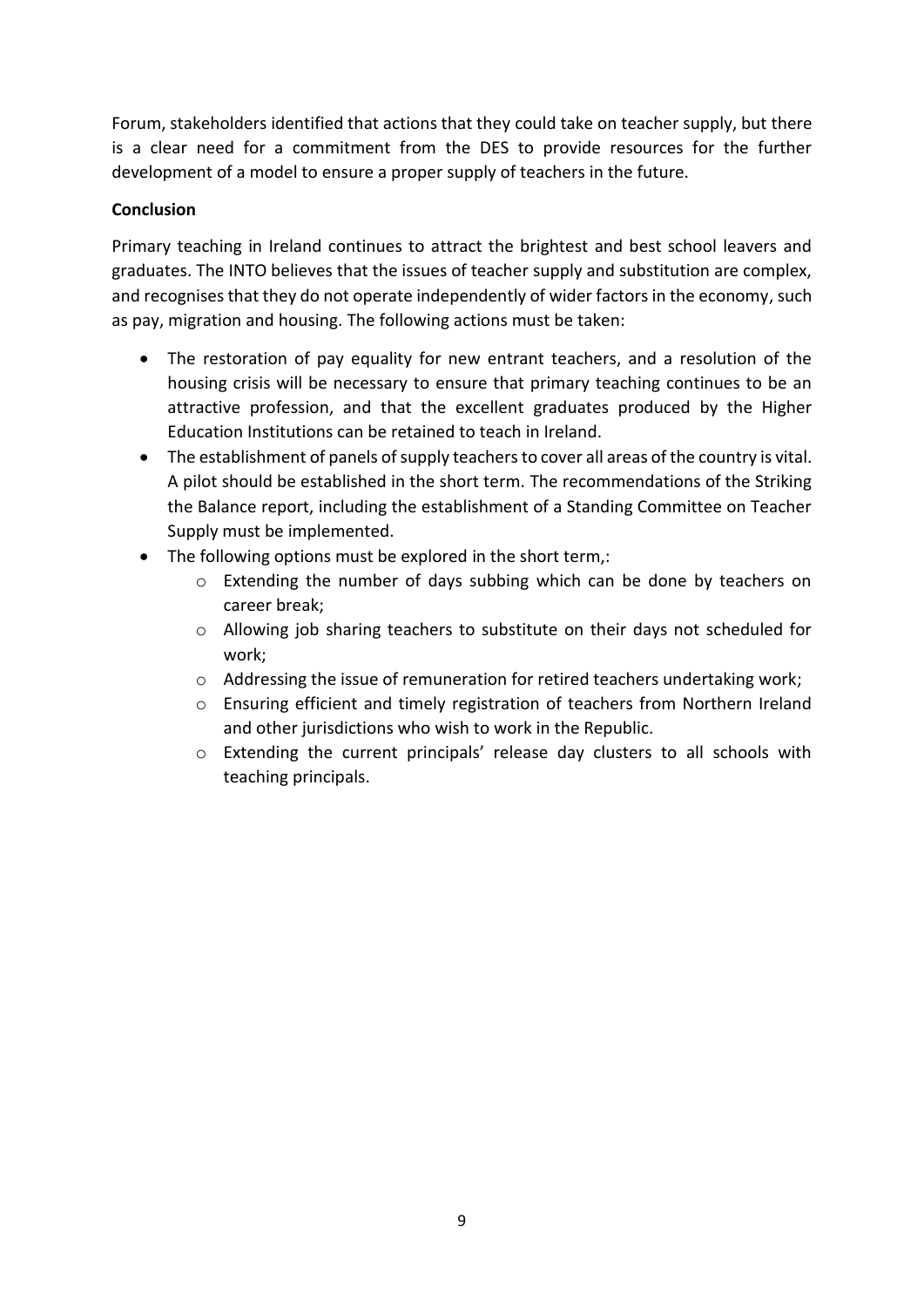Forum, stakeholders identified that actions that they could take on teacher supply, but there is a clear need for a commitment from the DES to provide resources for the further development of a model to ensure a proper supply of teachers in the future.

**Conclusion**

Primary teaching in Ireland continues to attract the brightest and best school leavers and graduates. The INTO believes that the issues of teacher supply and substitution are complex, and recognises that they do not operate independently of wider factors in the economy, such as pay, migration and housing. The following actions must be taken:

- The restoration of pay equality for new entrant teachers, and a resolution of the housing crisis will be necessary to ensure that primary teaching continues to be an attractive profession, and that the excellent graduates produced by the Higher Education Institutions can be retained to teach in Ireland.
- The establishment of panels of supply teachers to cover all areas of the country is vital. A pilot should be established in the short term. The recommendations of the Striking the Balance report, including the establishment of a Standing Committee on Teacher Supply must be implemented.
- The following options must be explored in the short term,:
  - Extending the number of days subbing which can be done by teachers on career break;
  - Allowing job sharing teachers to substitute on their days not scheduled for work;
  - Addressing the issue of remuneration for retired teachers undertaking work;
  - Ensuring efficient and timely registration of teachers from Northern Ireland and other jurisdictions who wish to work in the Republic.
  - Extending the current principals' release day clusters to all schools with teaching principals.